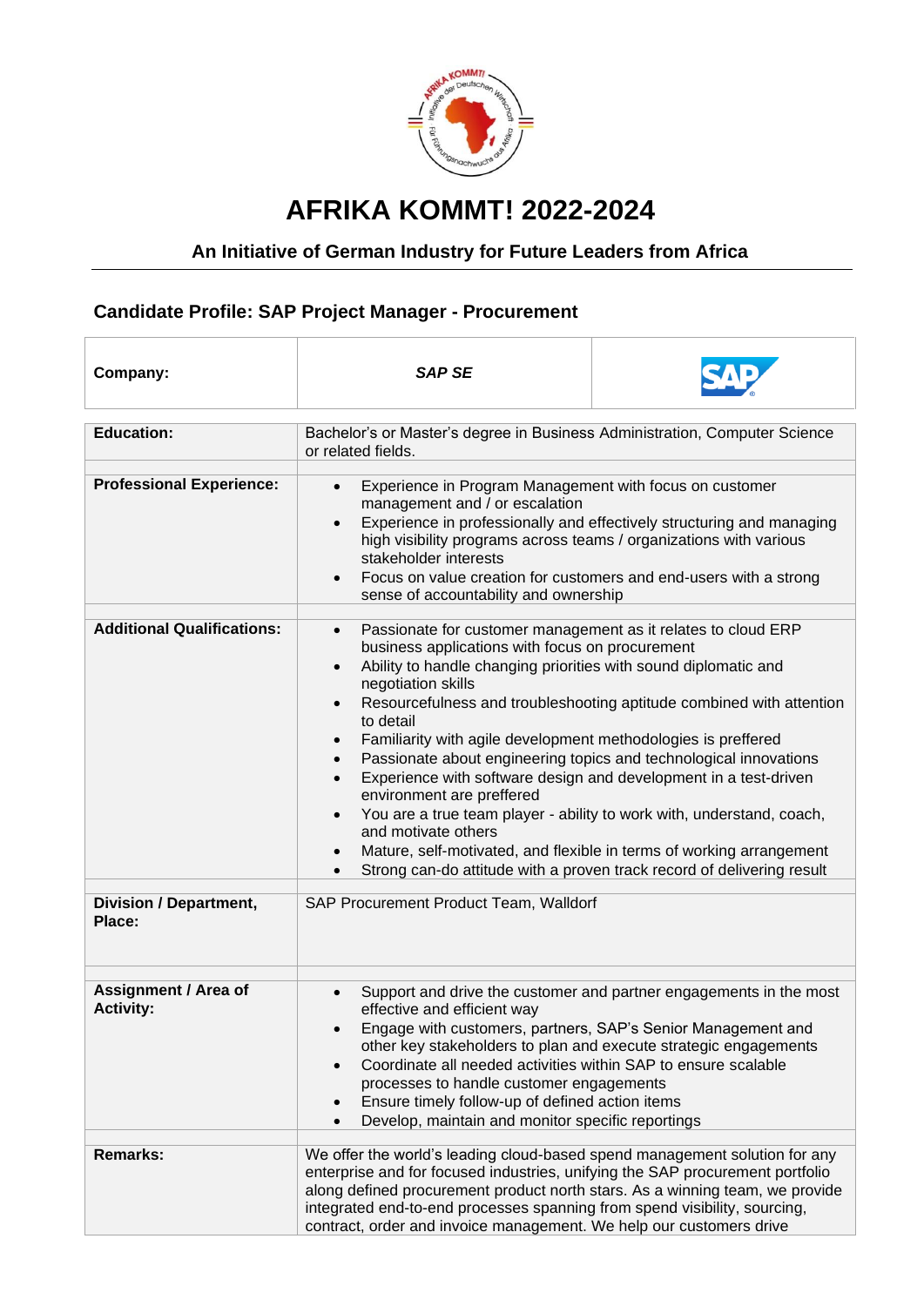# AFRIKA KOMMT! 2022-2024

### An Initiative of German Industry for Future Leaders from Africa

## Candidate Profile: SAP Project Manager - Procurement

| **Company:** | *SAP SE* |
|---|---|
| **Education:** | Bachelor's or Master's degree in Business Administration, Computer Science or related fields. |
| **Professional Experience:** | • Experience in Program Management with focus on customer management and / or escalation<br>• Experience in professionally and effectively structuring and managing high visibility programs across teams / organizations with various stakeholder interests<br>• Focus on value creation for customers and end-users with a strong sense of accountability and ownership |
| **Additional Qualifications:** | • Passionate for customer management as it relates to cloud ERP business applications with focus on procurement<br>• Ability to handle changing priorities with sound diplomatic and negotiation skills<br>• Resourcefulness and troubleshooting aptitude combined with attention to detail<br>• Familiarity with agile development methodologies is preffered<br>• Passionate about engineering topics and technological innovations<br>• Experience with software design and development in a test-driven environment are preffered<br>• You are a true team player - ability to work with, understand, coach, and motivate others<br>• Mature, self-motivated, and flexible in terms of working arrangement<br>• Strong can-do attitude with a proven track record of delivering result |
| **Division / Department, Place:** | SAP Procurement Product Team, Walldorf |
| **Assignment / Area of Activity:** | • Support and drive the customer and partner engagements in the most effective and efficient way<br>• Engage with customers, partners, SAP's Senior Management and other key stakeholders to plan and execute strategic engagements<br>• Coordinate all needed activities within SAP to ensure scalable processes to handle customer engagements<br>• Ensure timely follow-up of defined action items<br>• Develop, maintain and monitor specific reportings |
| **Remarks:** | We offer the world's leading cloud-based spend management solution for any enterprise and for focused industries, unifying the SAP procurement portfolio along defined procurement product north stars. As a winning team, we provide integrated end-to-end processes spanning from spend visibility, sourcing, contract, order and invoice management. We help our customers drive |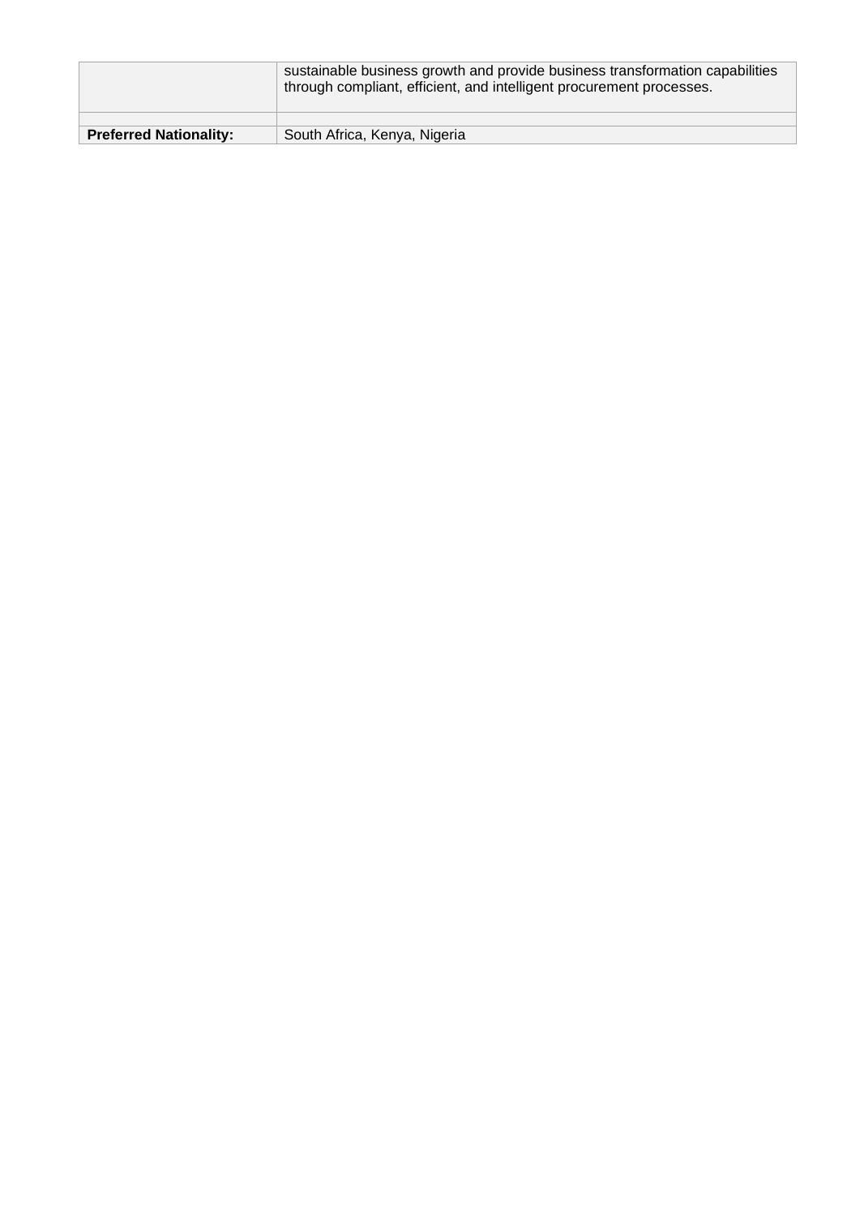| | |
|---|---|
| | sustainable business growth and provide business transformation capabilities through compliant, efficient, and intelligent procurement processes. |
| | |
| **Preferred Nationality:** | South Africa, Kenya, Nigeria |